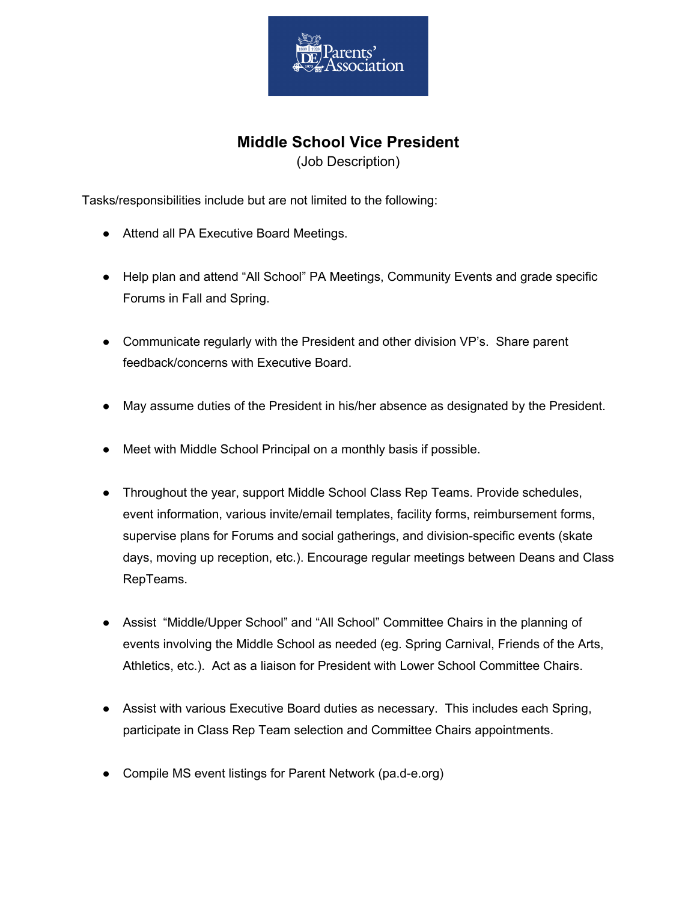# Middle School Vice President

(Job Description)

Tasks/responsibilities include but are not limited to the following:

- Attend all PA Executive Board Meetings.
- Help plan and attend "All School" PA Meetings, Community Events and grade specific Forums in Fall and Spring.
- Communicate regularly with the President and other division VP's. Share parent feedback/concerns with Executive Board.
- May assume duties of the President in his/her absence as designated by the President.
- Meet with Middle School Principal on a monthly basis if possible.
- Throughout the year, support Middle School Class Rep Teams. Provide schedules, event information, various invite/email templates, facility forms, reimbursement forms, supervise plans for Forums and social gatherings, and division-specific events (skate days, moving up reception, etc.). Encourage regular meetings between Deans and Class RepTeams.
- Assist "Middle/Upper School" and "All School" Committee Chairs in the planning of events involving the Middle School as needed (eg. Spring Carnival, Friends of the Arts, Athletics, etc.). Act as a liaison for President with Lower School Committee Chairs.
- Assist with various Executive Board duties as necessary. This includes each Spring, participate in Class Rep Team selection and Committee Chairs appointments.
- Compile MS event listings for Parent Network (pa.d-e.org)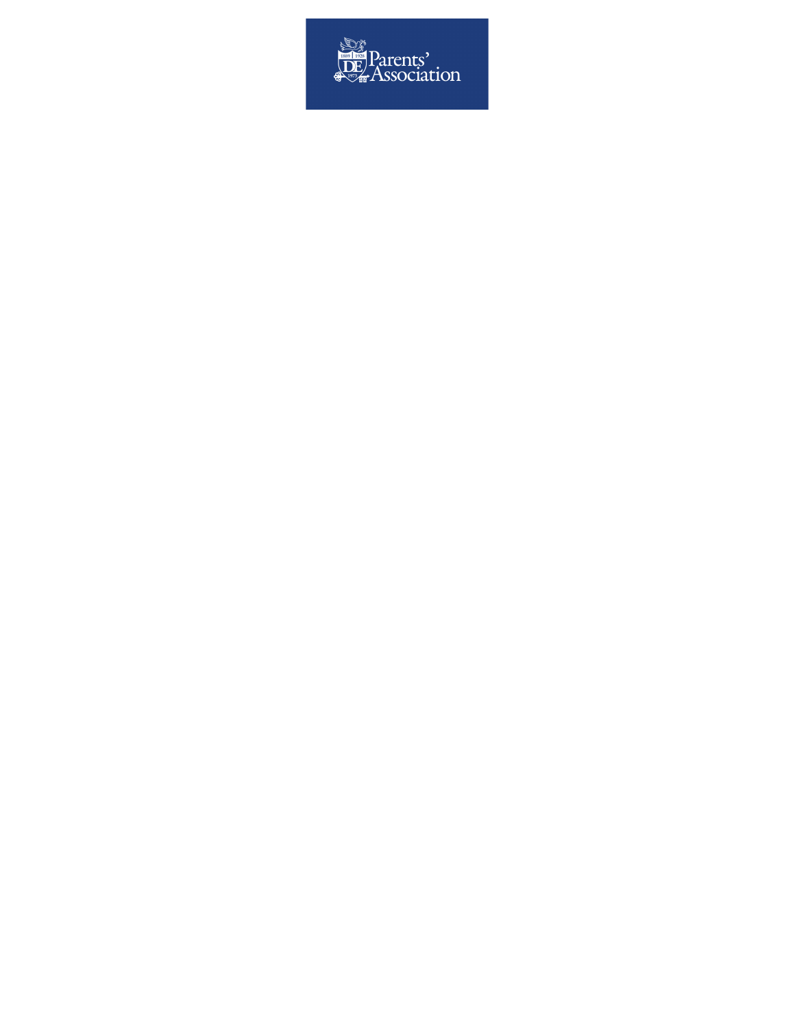Parents' Association